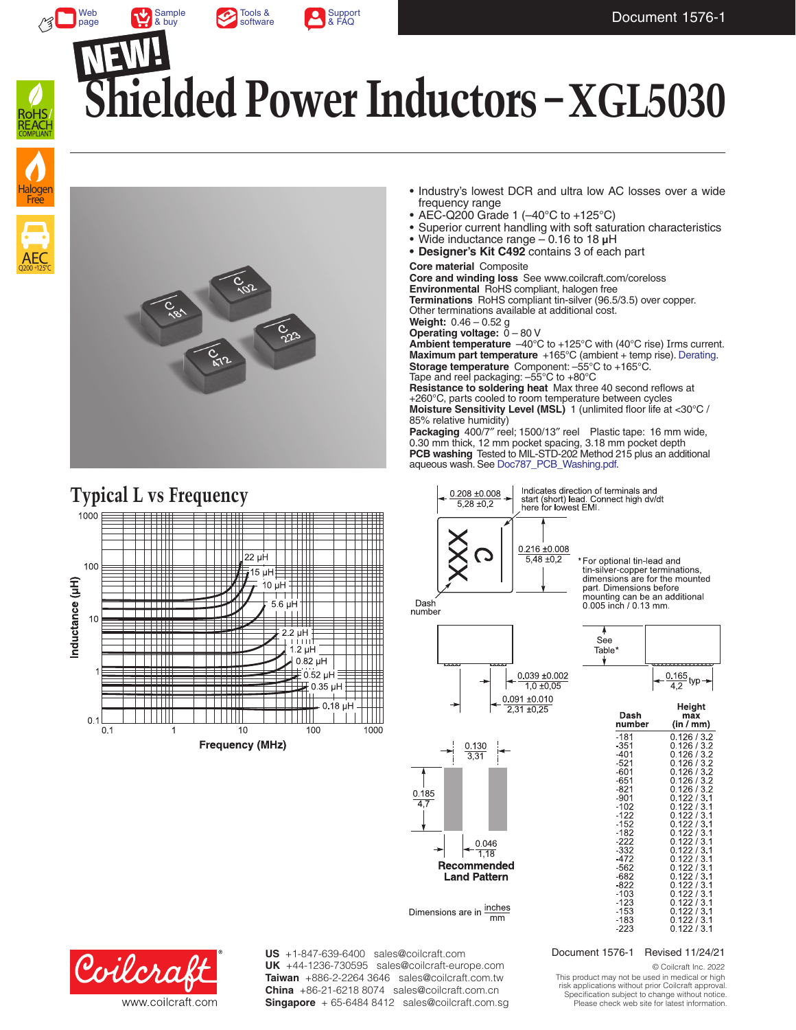# NEW! Shielded Power Inductors – XGL5030

- Industry's lowest DCR and ultra low AC losses over a wide frequency range
- AEC-Q200 Grade 1 (–40°C to +125°C)
- Superior current handling with soft saturation characteristics
- Wide inductance range – 0.16 to 18 µH
- **Designer's Kit C492** contains 3 of each part

**Core material** Composite
**Core and winding loss** See www.coilcraft.com/coreloss
**Environmental** RoHS compliant, halogen free
**Terminations** RoHS compliant tin-silver (96.5/3.5) over copper. Other terminations available at additional cost.
**Weight:** 0.46 – 0.52 g
**Operating voltage:** 0 – 80 V
**Ambient temperature** –40°C to +125°C with (40°C rise) Irms current.
**Maximum part temperature** +165°C (ambient + temp rise). Derating.
**Storage temperature** Component: –55°C to +165°C. Tape and reel packaging: –55°C to +80°C
**Resistance to soldering heat** Max three 40 second reflows at +260°C, parts cooled to room temperature between cycles
**Moisture Sensitivity Level (MSL)** 1 (unlimited floor life at <30°C / 85% relative humidity)
**Packaging** 400/7″ reel; 1500/13″ reel Plastic tape: 16 mm wide, 0.30 mm thick, 12 mm pocket spacing, 3.18 mm pocket depth
**PCB washing** Tested to MIL-STD-202 Method 215 plus an additional aqueous wash. See Doc787_PCB_Washing.pdf.

## Typical L vs Frequency

Inductance (µH) vs Frequency (MHz); curves: 22 µH, 15 µH, 10 µH, 5.6 µH, 2.2 µH, 1.2 µH, 0.82 µH, 0.52 µH, 0.35 µH, 0.18 µH

0.208 ±0.008 / 5,28 ±0,2

Indicates direction of terminals and start (short) lead. Connect high dv/dt here for lowest EMI.

0.216 ±0.008 / 5,48 ±0,2

Dash number

0.039 ±0.002 / 1,0 ±0,05

0.091 ±0.010 / 2,31 ±0,25

See Table*

0.165 / 4,2 typ

*For optional tin-lead and tin-silver-copper terminations, dimensions are for the mounted part. Dimensions before mounting can be an additional 0.005 inch / 0.13 mm.

**Recommended Land Pattern**

0.130 / 3,31; 0.185 / 4,7; 0.046 / 1,18

Dimensions are in inches / mm

| Dash number | Height max (in / mm) |
|---|---|
| -181 | 0.126 / 3.2 |
| -351 | 0.126 / 3.2 |
| -401 | 0.126 / 3.2 |
| -521 | 0.126 / 3.2 |
| -601 | 0.126 / 3.2 |
| -651 | 0.126 / 3.2 |
| -821 | 0.126 / 3.2 |
| -901 | 0.122 / 3.1 |
| -102 | 0.122 / 3.1 |
| -122 | 0.122 / 3.1 |
| -152 | 0.122 / 3.1 |
| -182 | 0.122 / 3.1 |
| -222 | 0.122 / 3.1 |
| -332 | 0.122 / 3.1 |
| -472 | 0.122 / 3.1 |
| -562 | 0.122 / 3.1 |
| -682 | 0.122 / 3.1 |
| -822 | 0.122 / 3.1 |
| -103 | 0.122 / 3.1 |
| -123 | 0.122 / 3.1 |
| -153 | 0.122 / 3.1 |
| -183 | 0.122 / 3.1 |
| -223 | 0.122 / 3.1 |

Coilcraft® www.coilcraft.com

**US** +1-847-639-6400 sales@coilcraft.com
**UK** +44-1236-730595 sales@coilcraft-europe.com
**Taiwan** +886-2-2264 3646 sales@coilcraft.com.tw
**China** +86-21-6218 8074 sales@coilcraft.com.cn
**Singapore** + 65-6484 8412 sales@coilcraft.com.sg

Document 1576-1 Revised 11/24/21

© Coilcraft Inc. 2022
This product may not be used in medical or high risk applications without prior Coilcraft approval. Specification subject to change without notice. Please check web site for latest information.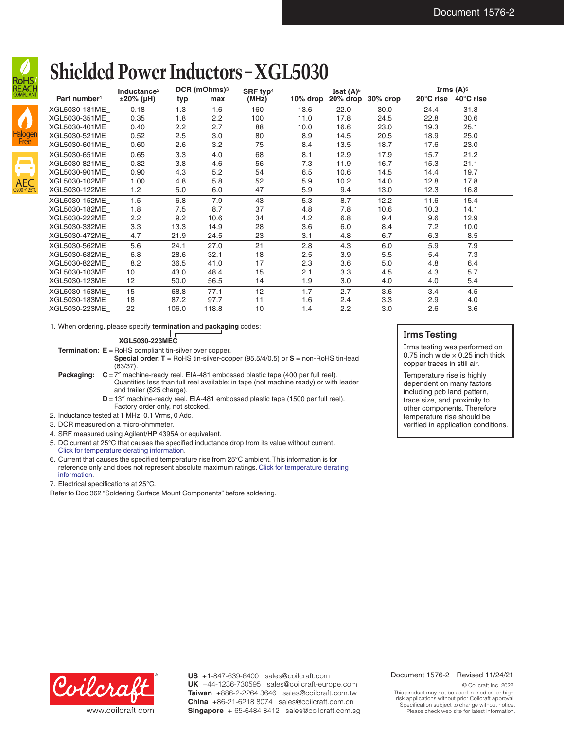# Shielded Power Inductors – XGL5030

| Part number[1] | Inductance[2] ±20% (µH) | DCR (mOhms)[3] typ | DCR (mOhms)[3] max | SRF typ[4] (MHz) | Isat (A)[5] 10% drop | Isat (A)[5] 20% drop | Isat (A)[5] 30% drop | Irms (A)[6] 20°C rise | Irms (A)[6] 40°C rise |
|---|---|---|---|---|---|---|---|---|---|
| XGL5030-181ME_ | 0.18 | 1.3 | 1.6 | 160 | 13.6 | 22.0 | 30.0 | 24.4 | 31.8 |
| XGL5030-351ME_ | 0.35 | 1.8 | 2.2 | 100 | 11.0 | 17.8 | 24.5 | 22.8 | 30.6 |
| XGL5030-401ME_ | 0.40 | 2.2 | 2.7 | 88 | 10.0 | 16.6 | 23.0 | 19.3 | 25.1 |
| XGL5030-521ME_ | 0.52 | 2.5 | 3.0 | 80 | 8.9 | 14.5 | 20.5 | 18.9 | 25.0 |
| XGL5030-601ME_ | 0.60 | 2.6 | 3.2 | 75 | 8.4 | 13.5 | 18.7 | 17.6 | 23.0 |
| XGL5030-651ME_ | 0.65 | 3.3 | 4.0 | 68 | 8.1 | 12.9 | 17.9 | 15.7 | 21.2 |
| XGL5030-821ME_ | 0.82 | 3.8 | 4.6 | 56 | 7.3 | 11.9 | 16.7 | 15.3 | 21.1 |
| XGL5030-901ME_ | 0.90 | 4.3 | 5.2 | 54 | 6.5 | 10.6 | 14.5 | 14.4 | 19.7 |
| XGL5030-102ME_ | 1.00 | 4.8 | 5.8 | 52 | 5.9 | 10.2 | 14.0 | 12.8 | 17.8 |
| XGL5030-122ME_ | 1.2 | 5.0 | 6.0 | 47 | 5.9 | 9.4 | 13.0 | 12.3 | 16.8 |
| XGL5030-152ME_ | 1.5 | 6.8 | 7.9 | 43 | 5.3 | 8.7 | 12.2 | 11.6 | 15.4 |
| XGL5030-182ME_ | 1.8 | 7.5 | 8.7 | 37 | 4.8 | 7.8 | 10.6 | 10.3 | 14.1 |
| XGL5030-222ME_ | 2.2 | 9.2 | 10.6 | 34 | 4.2 | 6.8 | 9.4 | 9.6 | 12.9 |
| XGL5030-332ME_ | 3.3 | 13.3 | 14.9 | 28 | 3.6 | 6.0 | 8.4 | 7.2 | 10.0 |
| XGL5030-472ME_ | 4.7 | 21.9 | 24.5 | 23 | 3.1 | 4.8 | 6.7 | 6.3 | 8.5 |
| XGL5030-562ME_ | 5.6 | 24.1 | 27.0 | 21 | 2.8 | 4.3 | 6.0 | 5.9 | 7.9 |
| XGL5030-682ME_ | 6.8 | 28.6 | 32.1 | 18 | 2.5 | 3.9 | 5.5 | 5.4 | 7.3 |
| XGL5030-822ME_ | 8.2 | 36.5 | 41.0 | 17 | 2.3 | 3.6 | 5.0 | 4.8 | 6.4 |
| XGL5030-103ME_ | 10 | 43.0 | 48.4 | 15 | 2.1 | 3.3 | 4.5 | 4.3 | 5.7 |
| XGL5030-123ME_ | 12 | 50.0 | 56.5 | 14 | 1.9 | 3.0 | 4.0 | 4.0 | 5.4 |
| XGL5030-153ME_ | 15 | 68.8 | 77.1 | 12 | 1.7 | 2.7 | 3.6 | 3.4 | 4.5 |
| XGL5030-183ME_ | 18 | 87.2 | 97.7 | 11 | 1.6 | 2.4 | 3.3 | 2.9 | 4.0 |
| XGL5030-223ME_ | 22 | 106.0 | 118.8 | 10 | 1.4 | 2.2 | 3.0 | 2.6 | 3.6 |

1. When ordering, please specify **termination** and **packaging** codes:

   **XGL5030-223MEC**

   **Termination:** **E** = RoHS compliant tin-silver over copper.
   **Special order: T** = RoHS tin-silver-copper (95.5/4/0.5) or **S** = non-RoHS tin-lead (63/37).

   **Packaging:** **C** = 7″ machine-ready reel. EIA-481 embossed plastic tape (400 per full reel). Quantities less than full reel available: in tape (not machine ready) or with leader and trailer ($25 charge).
   **D** = 13″ machine-ready reel. EIA-481 embossed plastic tape (1500 per full reel). Factory order only, not stocked.
2. Inductance tested at 1 MHz, 0.1 Vrms, 0 Adc.
3. DCR measured on a micro-ohmmeter.
4. SRF measured using Agilent/HP 4395A or equivalent.
5. DC current at 25°C that causes the specified inductance drop from its value without current. Click for temperature derating information.
6. Current that causes the specified temperature rise from 25°C ambient. This information is for reference only and does not represent absolute maximum ratings. Click for temperature derating information.
7. Electrical specifications at 25°C.

Refer to Doc 362 "Soldering Surface Mount Components" before soldering.

## Irms Testing

Irms testing was performed on 0.75 inch wide × 0.25 inch thick copper traces in still air.

Temperature rise is highly dependent on many factors including pcb land pattern, trace size, and proximity to other components. Therefore temperature rise should be verified in application conditions.

**US** +1-847-639-6400 sales@coilcraft.com
**UK** +44-1236-730595 sales@coilcraft-europe.com
**Taiwan** +886-2-2264 3646 sales@coilcraft.com.tw
**China** +86-21-6218 8074 sales@coilcraft.com.cn
**Singapore** + 65-6484 8412 sales@coilcraft.com.sg

www.coilcraft.com

Document 1576-2 Revised 11/24/21

© Coilcraft Inc. 2022
This product may not be used in medical or high risk applications without prior Coilcraft approval. Specification subject to change without notice. Please check web site for latest information.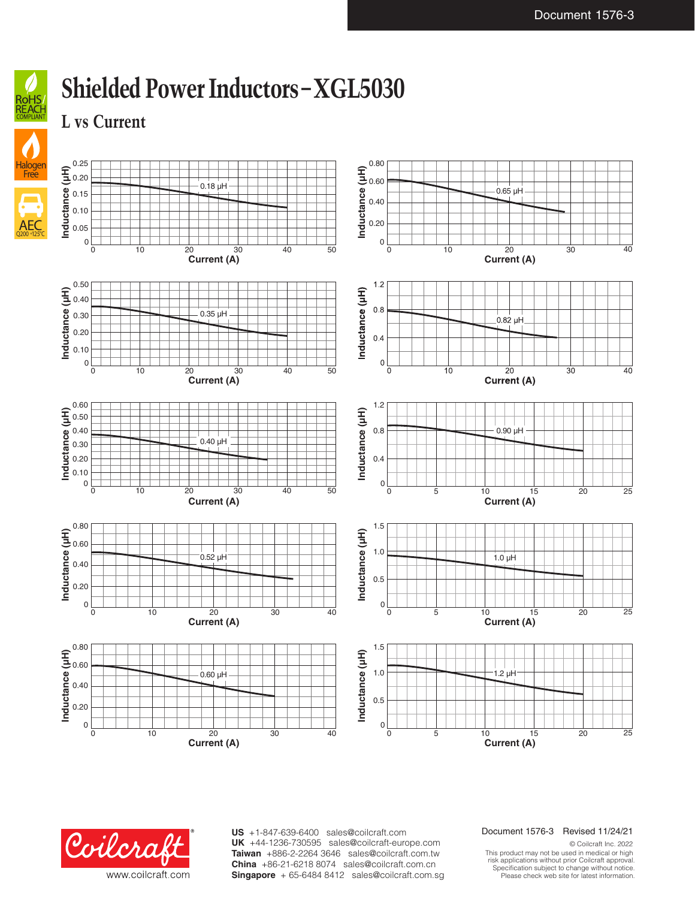# Shielded Power Inductors – XGL5030

## L vs Current

Inductance (µH) vs Current (A)

0.18 µH

0.65 µH

0.35 µH

0.82 µH

0.40 µH

0.90 µH

0.52 µH

1.0 µH

0.60 µH

1.2 µH

Document 1576-3 Revised 11/24/21

© Coilcraft Inc. 2022

This product may not be used in medical or high risk applications without prior Coilcraft approval. Specification subject to change without notice. Please check web site for latest information.

**US** +1-847-639-6400 sales@coilcraft.com
**UK** +44-1236-730595 sales@coilcraft-europe.com
**Taiwan** +886-2-2264 3646 sales@coilcraft.com.tw
**China** +86-21-6218 8074 sales@coilcraft.com.cn
**Singapore** + 65-6484 8412 sales@coilcraft.com.sg

www.coilcraft.com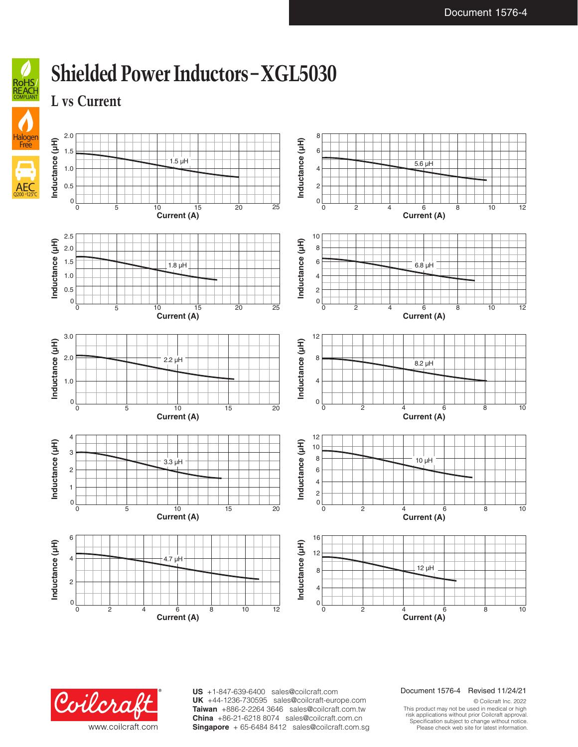# Shielded Power Inductors – XGL5030

## L vs Current

Inductance (µH) vs Current (A)

1.5 µH

5.6 µH

1.8 µH

6.8 µH

2.2 µH

8.2 µH

3.3 µH

10 µH

4.7 µH

12 µH

US +1-847-639-6400 sales@coilcraft.com
UK +44-1236-730595 sales@coilcraft-europe.com
Taiwan +886-2-2264 3646 sales@coilcraft.com.tw
China +86-21-6218 8074 sales@coilcraft.com.cn
Singapore + 65-6484 8412 sales@coilcraft.com.sg

www.coilcraft.com

Document 1576-4 Revised 11/24/21

© Coilcraft Inc. 2022
This product may not be used in medical or high risk applications without prior Coilcraft approval.
Specification subject to change without notice.
Please check web site for latest information.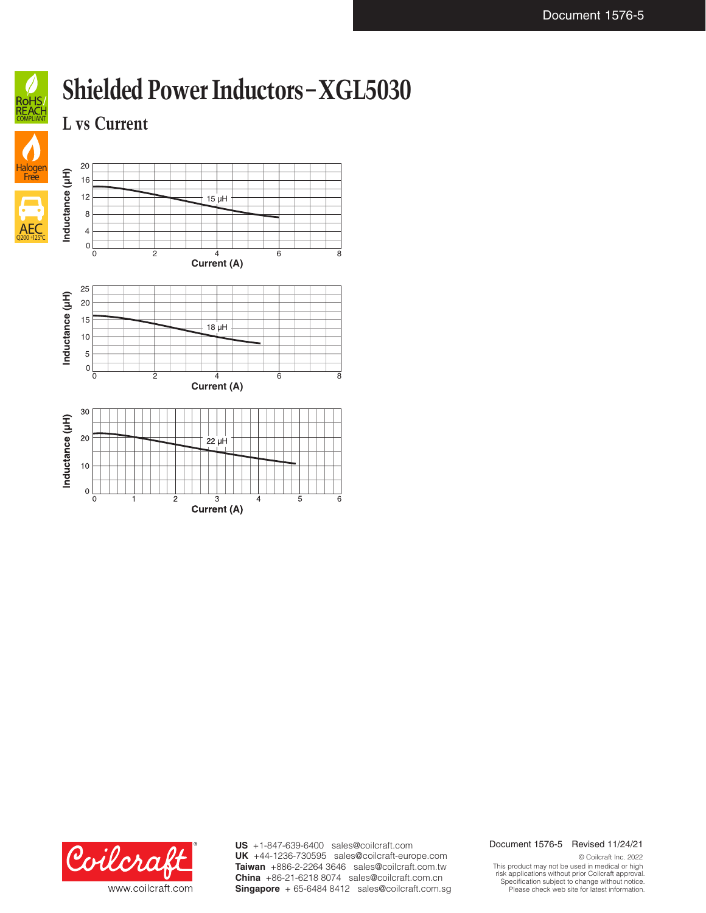# Shielded Power Inductors – XGL5030

## L vs Current

Inductance (µH)
20
16
12
8
4
0
0 2 4 6 8
Current (A)
15 µH

Inductance (µH)
25
20
15
10
5
0
0 2 4 6 8
Current (A)
18 µH

Inductance (µH)
30
20
10
0
0 1 2 3 4 5 6
Current (A)
22 µH

www.coilcraft.com

**US** +1-847-639-6400 sales@coilcraft.com
**UK** +44-1236-730595 sales@coilcraft-europe.com
**Taiwan** +886-2-2264 3646 sales@coilcraft.com.tw
**China** +86-21-6218 8074 sales@coilcraft.com.cn
**Singapore** + 65-6484 8412 sales@coilcraft.com.sg

Document 1576-5 Revised 11/24/21

© Coilcraft Inc. 2022
This product may not be used in medical or high risk applications without prior Coilcraft approval.
Specification subject to change without notice.
Please check web site for latest information.